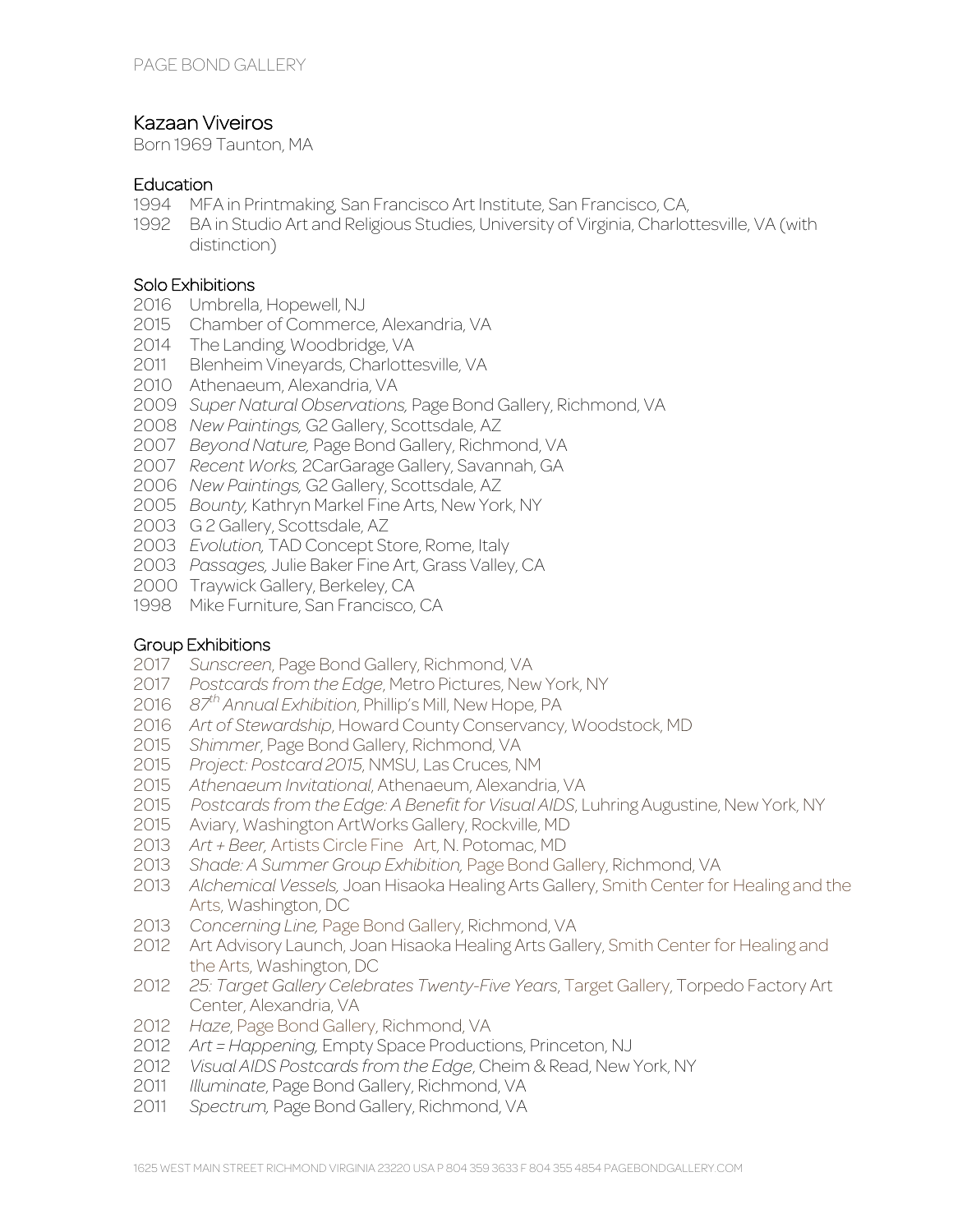# Kazaan Viveiros

Born 1969 Taunton, MA

## Education

1994 MFA in Printmaking, San Francisco Art Institute, San Francisco, CA,
1992 BA in Studio Art and Religious Studies, University of Virginia, Charlottesville, VA (with distinction)

## Solo Exhibitions

2016 Umbrella, Hopewell, NJ
2015 Chamber of Commerce, Alexandria, VA
2014 The Landing, Woodbridge, VA
2011 Blenheim Vineyards, Charlottesville, VA
2010 Athenaeum, Alexandria, VA
2009 *Super Natural Observations,* Page Bond Gallery, Richmond, VA
2008 *New Paintings,* G2 Gallery, Scottsdale, AZ
2007 *Beyond Nature,* Page Bond Gallery, Richmond, VA
2007 *Recent Works,* 2CarGarage Gallery, Savannah, GA
2006 *New Paintings,* G2 Gallery, Scottsdale, AZ
2005 *Bounty,* Kathryn Markel Fine Arts, New York, NY
2003 G 2 Gallery, Scottsdale, AZ
2003 *Evolution,* TAD Concept Store, Rome, Italy
2003 *Passages,* Julie Baker Fine Art, Grass Valley, CA
2000 Traywick Gallery, Berkeley, CA
1998 Mike Furniture, San Francisco, CA

## Group Exhibitions

2017 *Sunscreen*, Page Bond Gallery, Richmond, VA
2017 *Postcards from the Edge*, Metro Pictures, New York, NY
2016 *87th Annual Exhibition*, Phillip's Mill, New Hope, PA
2016 *Art of Stewardship*, Howard County Conservancy, Woodstock, MD
2015 *Shimmer*, Page Bond Gallery, Richmond, VA
2015 *Project: Postcard 2015*, NMSU, Las Cruces, NM
2015 *Athenaeum Invitational*, Athenaeum, Alexandria, VA
2015 *Postcards from the Edge: A Benefit for Visual AIDS*, Luhring Augustine, New York, NY
2015 Aviary, Washington ArtWorks Gallery, Rockville, MD
2013 *Art + Beer,* Artists Circle Fine Art, N. Potomac, MD
2013 *Shade: A Summer Group Exhibition,* Page Bond Gallery, Richmond, VA
2013 *Alchemical Vessels,* Joan Hisaoka Healing Arts Gallery, Smith Center for Healing and the Arts, Washington, DC
2013 *Concerning Line,* Page Bond Gallery, Richmond, VA
2012 Art Advisory Launch, Joan Hisaoka Healing Arts Gallery, Smith Center for Healing and the Arts, Washington, DC
2012 *25: Target Gallery Celebrates Twenty-Five Years*, Target Gallery, Torpedo Factory Art Center, Alexandria, VA
2012 *Haze*, Page Bond Gallery, Richmond, VA
2012 *Art = Happening,* Empty Space Productions, Princeton, NJ
2012 *Visual AIDS Postcards from the Edge*, Cheim & Read, New York, NY
2011 *Illuminate*, Page Bond Gallery, Richmond, VA
2011 *Spectrum,* Page Bond Gallery, Richmond, VA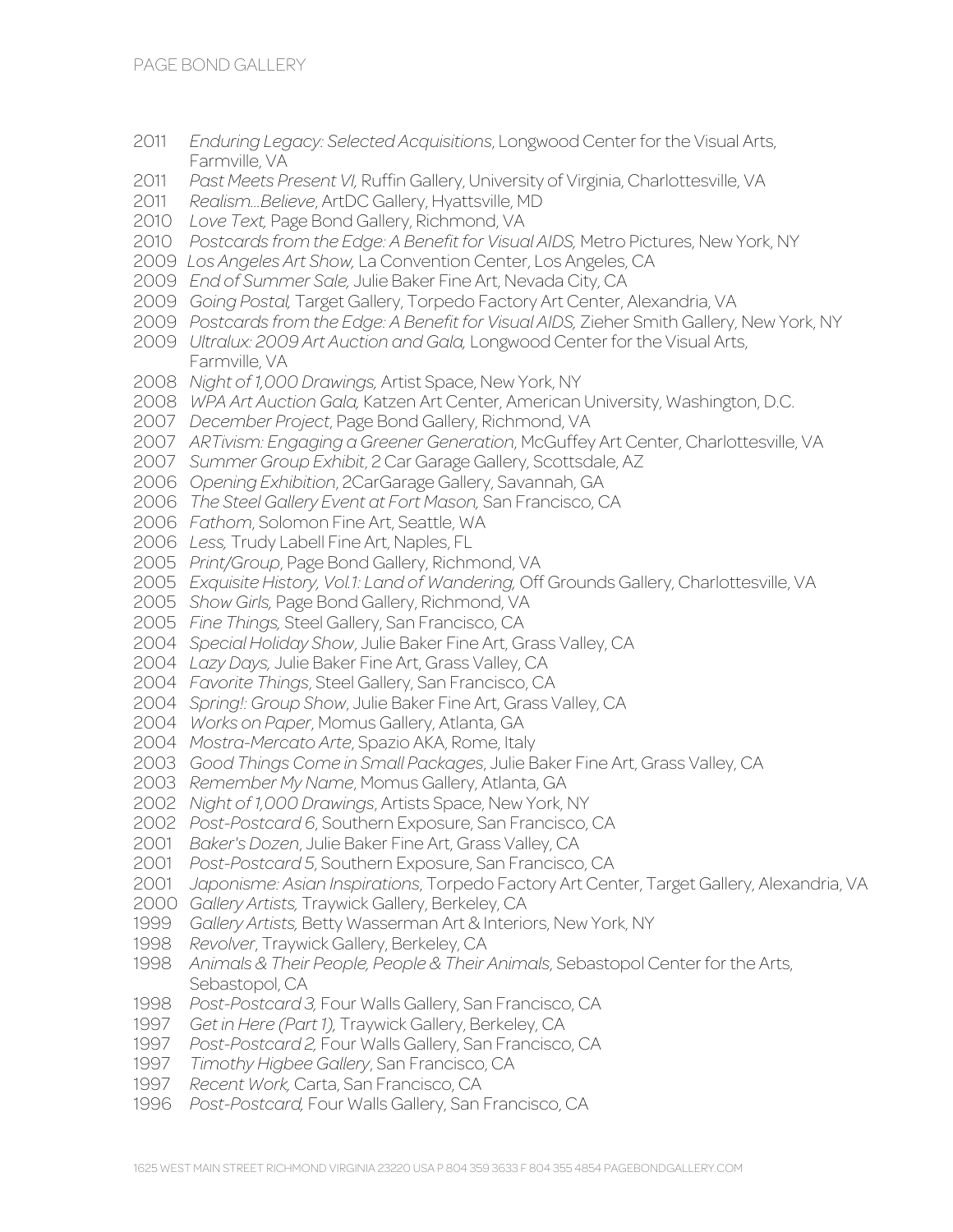2011 *Enduring Legacy: Selected Acquisitions*, Longwood Center for the Visual Arts, Farmville, VA
2011 *Past Meets Present VI,* Ruffin Gallery, University of Virginia, Charlottesville, VA
2011 *Realism...Believe*, ArtDC Gallery, Hyattsville, MD
2010 *Love Text,* Page Bond Gallery, Richmond, VA
2010 *Postcards from the Edge: A Benefit for Visual AIDS,* Metro Pictures, New York, NY
2009 *Los Angeles Art Show,* La Convention Center, Los Angeles, CA
2009 *End of Summer Sale,* Julie Baker Fine Art, Nevada City, CA
2009 *Going Postal,* Target Gallery, Torpedo Factory Art Center, Alexandria, VA
2009 *Postcards from the Edge: A Benefit for Visual AIDS,* Zieher Smith Gallery, New York, NY
2009 *Ultralux: 2009 Art Auction and Gala,* Longwood Center for the Visual Arts, Farmville, VA
2008 *Night of 1,000 Drawings,* Artist Space, New York, NY
2008 *WPA Art Auction Gala,* Katzen Art Center, American University, Washington, D.C.
2007 *December Project*, Page Bond Gallery, Richmond, VA
2007 *ARTivism: Engaging a Greener Generation*, McGuffey Art Center, Charlottesville, VA
2007 *Summer Group Exhibit*, 2 Car Garage Gallery, Scottsdale, AZ
2006 *Opening Exhibition*, 2CarGarage Gallery, Savannah, GA
2006 *The Steel Gallery Event at Fort Mason,* San Francisco, CA
2006 *Fathom*, Solomon Fine Art, Seattle, WA
2006 *Less,* Trudy Labell Fine Art, Naples, FL
2005 *Print/Group*, Page Bond Gallery, Richmond, VA
2005 *Exquisite History, Vol.1: Land of Wandering,* Off Grounds Gallery, Charlottesville, VA
2005 *Show Girls,* Page Bond Gallery, Richmond, VA
2005 *Fine Things,* Steel Gallery, San Francisco, CA
2004 *Special Holiday Show*, Julie Baker Fine Art, Grass Valley, CA
2004 *Lazy Days,* Julie Baker Fine Art, Grass Valley, CA
2004 *Favorite Things*, Steel Gallery, San Francisco, CA
2004 *Spring!: Group Show*, Julie Baker Fine Art, Grass Valley, CA
2004 *Works on Paper*, Momus Gallery, Atlanta, GA
2004 *Mostra-Mercato Arte*, Spazio AKA, Rome, Italy
2003 *Good Things Come in Small Packages*, Julie Baker Fine Art, Grass Valley, CA
2003 *Remember My Name*, Momus Gallery, Atlanta, GA
2002 *Night of 1,000 Drawings*, Artists Space, New York, NY
2002 *Post-Postcard 6*, Southern Exposure, San Francisco, CA
2001 *Baker's Dozen*, Julie Baker Fine Art, Grass Valley, CA
2001 *Post-Postcard 5*, Southern Exposure, San Francisco, CA
2001 *Japonisme: Asian Inspirations*, Torpedo Factory Art Center, Target Gallery, Alexandria, VA
2000 *Gallery Artists*, Traywick Gallery, Berkeley, CA
1999 *Gallery Artists,* Betty Wasserman Art & Interiors, New York, NY
1998 *Revolver*, Traywick Gallery, Berkeley, CA
1998 *Animals & Their People, People & Their Animals*, Sebastopol Center for the Arts, Sebastopol, CA
1998 *Post-Postcard 3,* Four Walls Gallery, San Francisco, CA
1997 *Get in Here (Part 1),* Traywick Gallery, Berkeley, CA
1997 *Post-Postcard 2,* Four Walls Gallery, San Francisco, CA
1997 *Timothy Higbee Gallery*, San Francisco, CA
1997 *Recent Work,* Carta, San Francisco, CA
1996 *Post-Postcard,* Four Walls Gallery, San Francisco, CA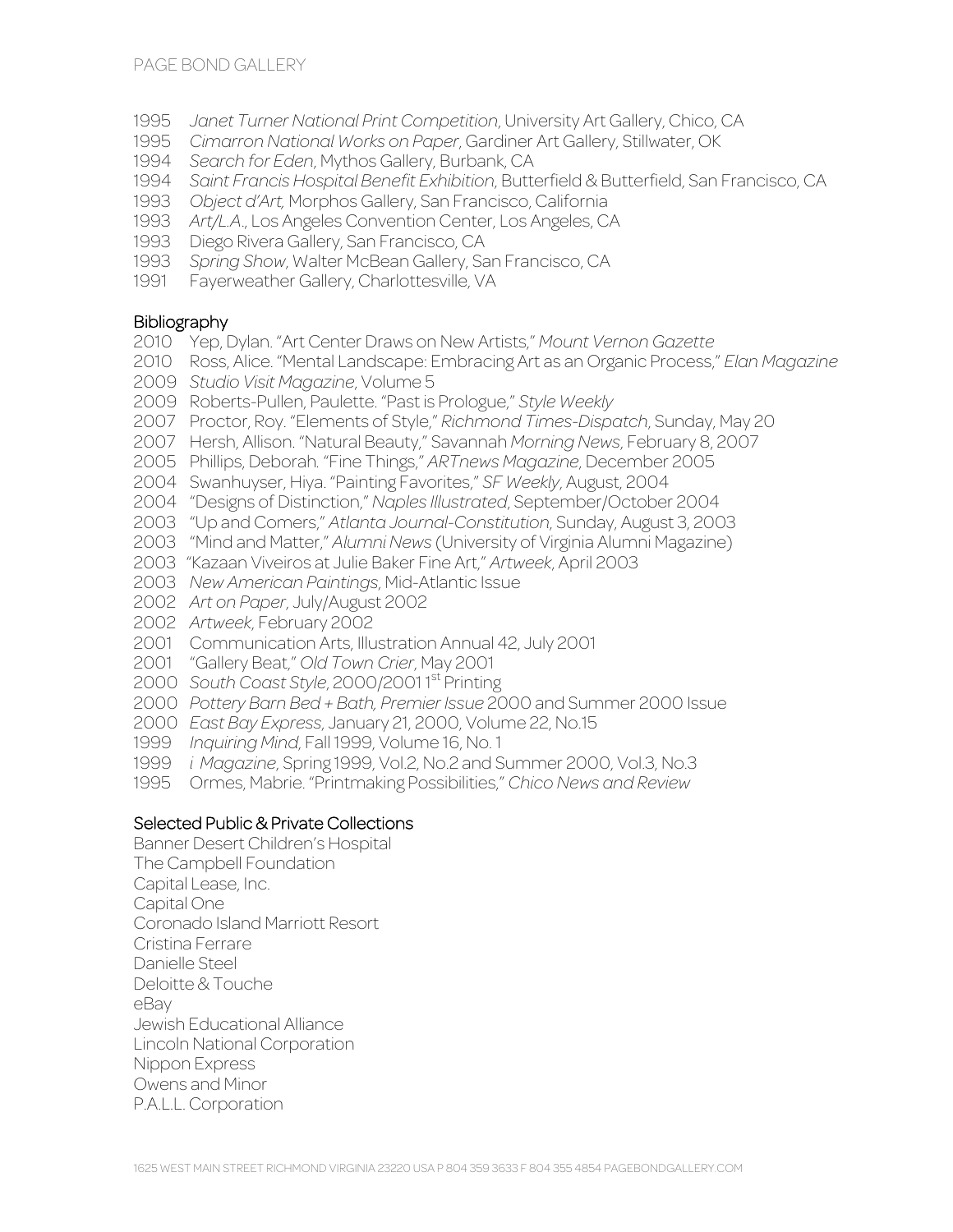1995 *Janet Turner National Print Competition*, University Art Gallery, Chico, CA
1995 *Cimarron National Works on Paper*, Gardiner Art Gallery, Stillwater, OK
1994 *Search for Eden*, Mythos Gallery, Burbank, CA
1994 *Saint Francis Hospital Benefit Exhibition*, Butterfield & Butterfield, San Francisco, CA
1993 *Object d'Art*, Morphos Gallery, San Francisco, California
1993 *Art/L.A.*, Los Angeles Convention Center, Los Angeles, CA
1993 Diego Rivera Gallery, San Francisco, CA
1993 *Spring Show*, Walter McBean Gallery, San Francisco, CA
1991 Fayerweather Gallery, Charlottesville, VA

## Bibliography

2010 Yep, Dylan. "Art Center Draws on New Artists," *Mount Vernon Gazette*
2010 Ross, Alice. "Mental Landscape: Embracing Art as an Organic Process," *Elan Magazine*
2009 *Studio Visit Magazine*, Volume 5
2009 Roberts-Pullen, Paulette. "Past is Prologue," *Style Weekly*
2007 Proctor, Roy. "Elements of Style," *Richmond Times-Dispatch*, Sunday, May 20
2007 Hersh, Allison. "Natural Beauty," Savannah *Morning News*, February 8, 2007
2005 Phillips, Deborah. "Fine Things," *ARTnews Magazine*, December 2005
2004 Swanhuyser, Hiya. "Painting Favorites," *SF Weekly*, August, 2004
2004 "Designs of Distinction," *Naples Illustrated*, September/October 2004
2003 "Up and Comers," *Atlanta Journal-Constitution*, Sunday, August 3, 2003
2003 "Mind and Matter," *Alumni News* (University of Virginia Alumni Magazine)
2003 "Kazaan Viveiros at Julie Baker Fine Art," *Artweek*, April 2003
2003 *New American Paintings*, Mid-Atlantic Issue
2002 *Art on Paper*, July/August 2002
2002 *Artweek*, February 2002
2001 Communication Arts, Illustration Annual 42, July 2001
2001 "Gallery Beat," *Old Town Crier*, May 2001
2000 *South Coast Style*, 2000/2001 1st Printing
2000 *Pottery Barn Bed + Bath, Premier Issue* 2000 and Summer 2000 Issue
2000 *East Bay Express*, January 21, 2000, Volume 22, No.15
1999 *Inquiring Mind*, Fall 1999, Volume 16, No. 1
1999 *i Magazine*, Spring 1999, Vol.2, No.2 and Summer 2000, Vol.3, No.3
1995 Ormes, Mabrie. "Printmaking Possibilities," *Chico News and Review*

## Selected Public & Private Collections

Banner Desert Children's Hospital
The Campbell Foundation
Capital Lease, Inc.
Capital One
Coronado Island Marriott Resort
Cristina Ferrare
Danielle Steel
Deloitte & Touche
eBay
Jewish Educational Alliance
Lincoln National Corporation
Nippon Express
Owens and Minor
P.A.L.L. Corporation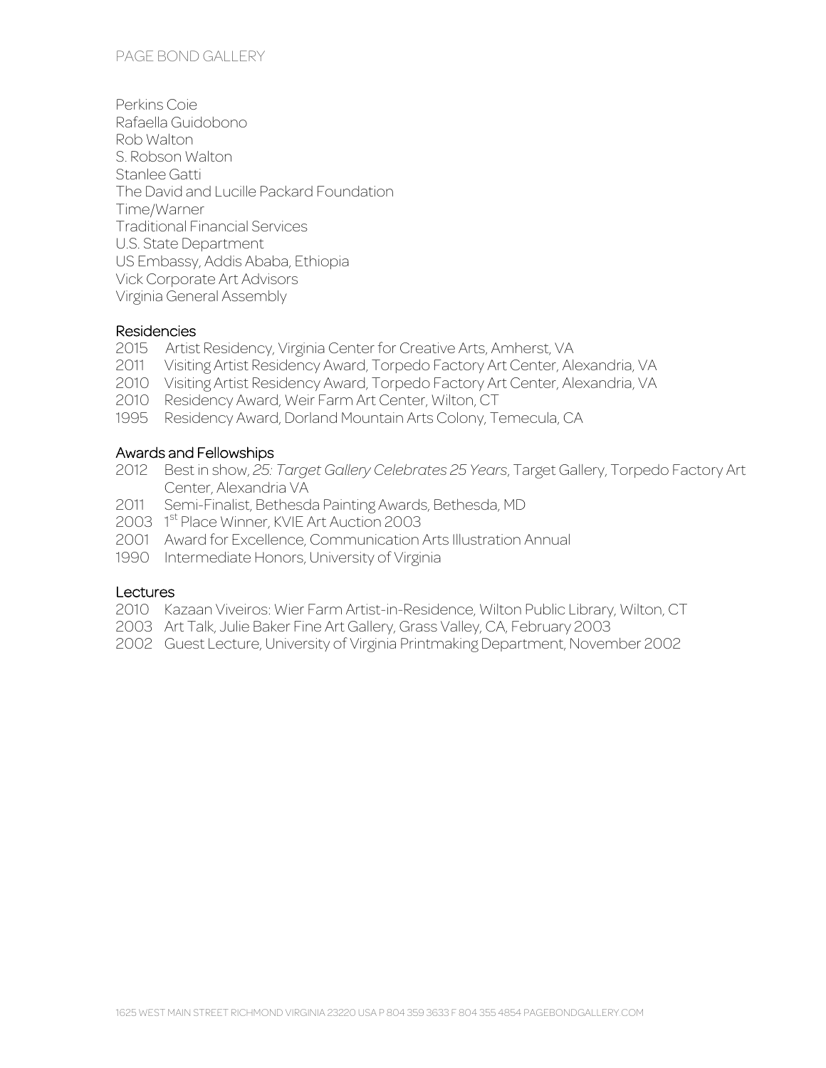Perkins Coie
Rafaella Guidobono
Rob Walton
S. Robson Walton
Stanlee Gatti
The David and Lucille Packard Foundation
Time/Warner
Traditional Financial Services
U.S. State Department
US Embassy, Addis Ababa, Ethiopia
Vick Corporate Art Advisors
Virginia General Assembly

## Residencies

2015 Artist Residency, Virginia Center for Creative Arts, Amherst, VA
2011 Visiting Artist Residency Award, Torpedo Factory Art Center, Alexandria, VA
2010 Visiting Artist Residency Award, Torpedo Factory Art Center, Alexandria, VA
2010 Residency Award, Weir Farm Art Center, Wilton, CT
1995 Residency Award, Dorland Mountain Arts Colony, Temecula, CA

## Awards and Fellowships

2012 Best in show, *25: Target Gallery Celebrates 25 Years*, Target Gallery, Torpedo Factory Art Center, Alexandria VA
2011 Semi-Finalist, Bethesda Painting Awards, Bethesda, MD
2003 1st Place Winner, KVIE Art Auction 2003
2001 Award for Excellence, Communication Arts Illustration Annual
1990 Intermediate Honors, University of Virginia

## Lectures

2010 Kazaan Viveiros: Wier Farm Artist-in-Residence, Wilton Public Library, Wilton, CT
2003 Art Talk, Julie Baker Fine Art Gallery, Grass Valley, CA, February 2003
2002 Guest Lecture, University of Virginia Printmaking Department, November 2002